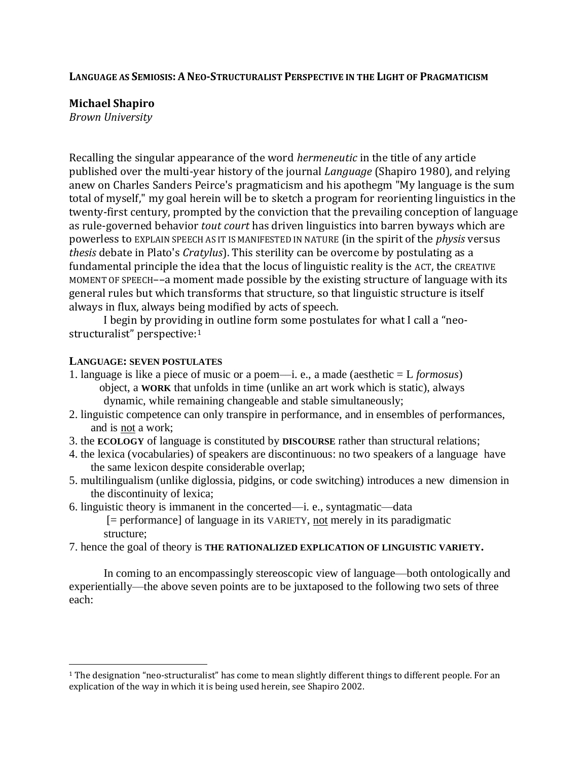# LANGUAGE AS SEMIOSIS: A NEO-STRUCTURALIST PERSPECTIVE IN THE LIGHT OF PRAGMATICISM

**Michael Shapiro**
*Brown University*

Recalling the singular appearance of the word *hermeneutic* in the title of any article published over the multi-year history of the journal *Language* (Shapiro 1980), and relying anew on Charles Sanders Peirce's pragmaticism and his apothegm "My language is the sum total of myself," my goal herein will be to sketch a program for reorienting linguistics in the twenty-first century, prompted by the conviction that the prevailing conception of language as rule-governed behavior *tout court* has driven linguistics into barren byways which are powerless to EXPLAIN SPEECH AS IT IS MANIFESTED IN NATURE (in the spirit of the *physis* versus *thesis* debate in Plato's *Cratylus*). This sterility can be overcome by postulating as a fundamental principle the idea that the locus of linguistic reality is the ACT, the CREATIVE MOMENT OF SPEECH––a moment made possible by the existing structure of language with its general rules but which transforms that structure, so that linguistic structure is itself always in flux, always being modified by acts of speech.

I begin by providing in outline form some postulates for what I call a "neo-structuralist" perspective:[1]

## LANGUAGE: SEVEN POSTULATES

1. language is like a piece of music or a poem—i. e., a made (aesthetic = L *formosus*) object, a **WORK** that unfolds in time (unlike an art work which is static), always dynamic, while remaining changeable and stable simultaneously;
2. linguistic competence can only transpire in performance, and in ensembles of performances, and is <u>not</u> a work;
3. the **ECOLOGY** of language is constituted by **DISCOURSE** rather than structural relations;
4. the lexica (vocabularies) of speakers are discontinuous: no two speakers of a language have the same lexicon despite considerable overlap;
5. multilingualism (unlike diglossia, pidgins, or code switching) introduces a new dimension in the discontinuity of lexica;
6. linguistic theory is immanent in the concerted—i. e., syntagmatic—data [= performance] of language in its VARIETY, <u>not</u> merely in its paradigmatic structure;
7. hence the goal of theory is **THE RATIONALIZED EXPLICATION OF LINGUISTIC VARIETY.**

In coming to an encompassingly stereoscopic view of language—both ontologically and experientially—the above seven points are to be juxtaposed to the following two sets of three each:

---

[1] The designation "neo-structuralist" has come to mean slightly different things to different people. For an explication of the way in which it is being used herein, see Shapiro 2002.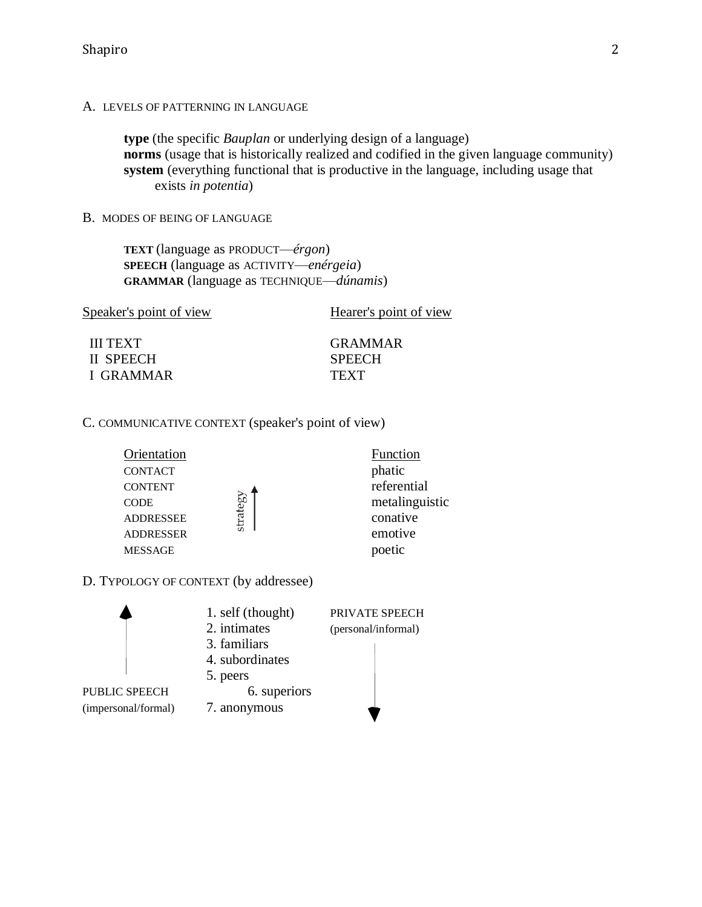A. LEVELS OF PATTERNING IN LANGUAGE

**type** (the specific *Bauplan* or underlying design of a language)
**norms** (usage that is historically realized and codified in the given language community)
**system** (everything functional that is productive in the language, including usage that exists *in potentia*)

B. MODES OF BEING OF LANGUAGE

**TEXT** (language as PRODUCT—*érgon*)
**SPEECH** (language as ACTIVITY—*enérgeia*)
**GRAMMAR** (language as TECHNIQUE—*dúnamis*)

| Speaker's point of view | Hearer's point of view |
|---|---|
| III TEXT | GRAMMAR |
| II SPEECH | SPEECH |
| I GRAMMAR | TEXT |

C. COMMUNICATIVE CONTEXT (speaker's point of view)

| Orientation | | Function |
|---|---|---|
| CONTACT | | phatic |
| CONTENT | ↑ | referential |
| CODE | strategy | metalinguistic |
| ADDRESSEE | | conative |
| ADDRESSER | | emotive |
| MESSAGE | | poetic |

D. TYPOLOGY OF CONTEXT (by addressee)

| ↑ | | |
|---|---|---|
| | 1. self (thought) | PRIVATE SPEECH (personal/informal) |
| | 2. intimates | |
| | 3. familiars | |
| | 4. subordinates | |
| | 5. peers | |
| PUBLIC SPEECH (impersonal/formal) | 6. superiors | |
| | 7. anonymous | ↓ |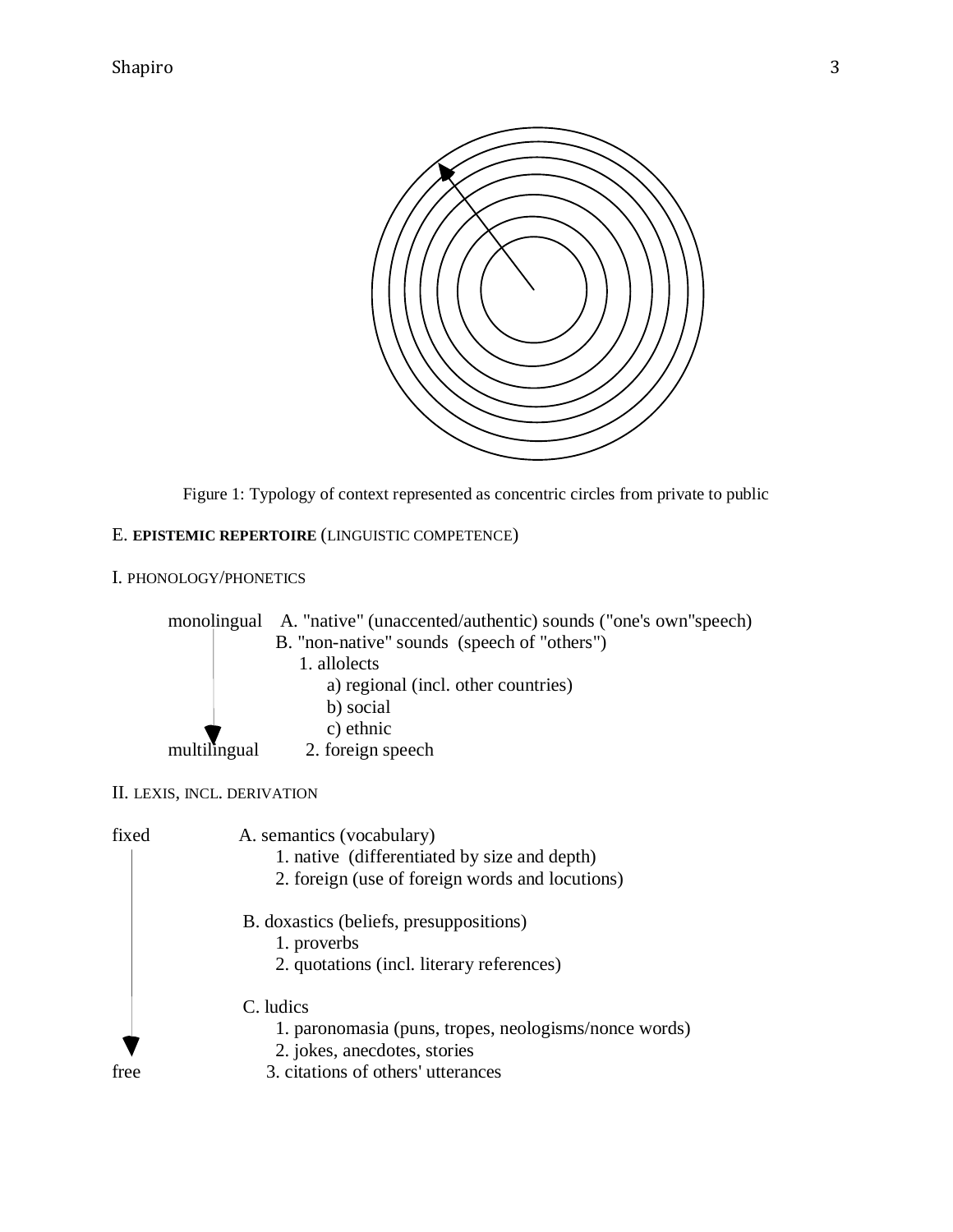Figure 1: Typology of context represented as concentric circles from private to public

E. **EPISTEMIC REPERTOIRE** (LINGUISTIC COMPETENCE)

I. PHONOLOGY/PHONETICS

monolingual ↓ multilingual

- A. "native" (unaccented/authentic) sounds ("one's own"speech)
- B. "non-native" sounds (speech of "others")
  1. allolects
     - a) regional (incl. other countries)
     - b) social
     - c) ethnic
  2. foreign speech

II. LEXIS, INCL. DERIVATION

fixed ↓ free

- A. semantics (vocabulary)
  1. native (differentiated by size and depth)
  2. foreign (use of foreign words and locutions)
- B. doxastics (beliefs, presuppositions)
  1. proverbs
  2. quotations (incl. literary references)
- C. ludics
  1. paronomasia (puns, tropes, neologisms/nonce words)
  2. jokes, anecdotes, stories
  3. citations of others' utterances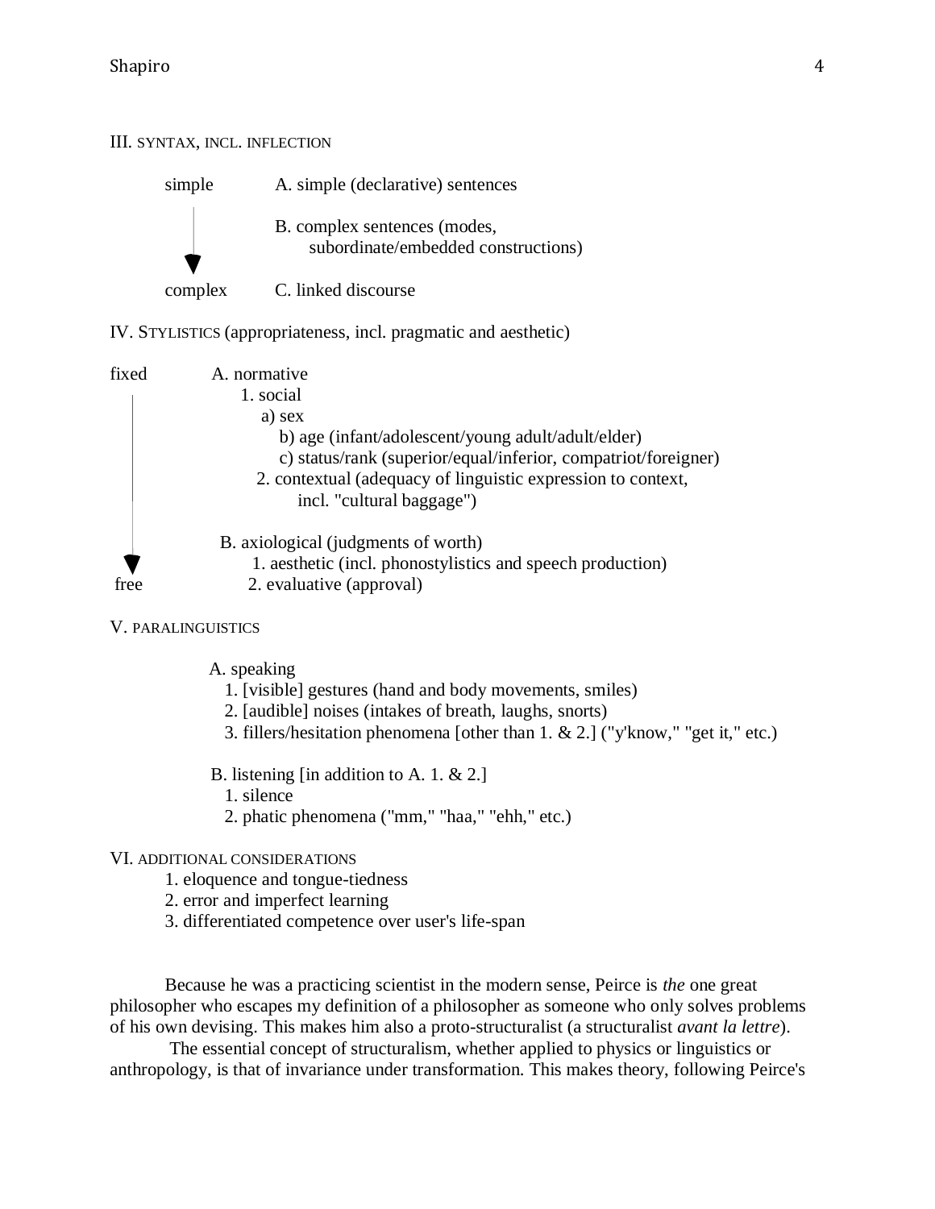III. SYNTAX, INCL. INFLECTION

simple → complex

A. simple (declarative) sentences

B. complex sentences (modes, subordinate/embedded constructions)

C. linked discourse

IV. STYLISTICS (appropriateness, incl. pragmatic and aesthetic)

fixed → free

- A. normative
  1. social
     - a) sex
     - b) age (infant/adolescent/young adult/adult/elder)
     - c) status/rank (superior/equal/inferior, compatriot/foreigner)
  2. contextual (adequacy of linguistic expression to context, incl. "cultural baggage")
- B. axiological (judgments of worth)
  1. aesthetic (incl. phonostylistics and speech production)
  2. evaluative (approval)

V. PARALINGUISTICS

- A. speaking
  1. [visible] gestures (hand and body movements, smiles)
  2. [audible] noises (intakes of breath, laughs, snorts)
  3. fillers/hesitation phenomena [other than 1. & 2.] ("y'know," "get it," etc.)
- B. listening [in addition to A. 1. & 2.]
  1. silence
  2. phatic phenomena ("mm," "haa," "ehh," etc.)

VI. ADDITIONAL CONSIDERATIONS

1. eloquence and tongue-tiedness
2. error and imperfect learning
3. differentiated competence over user's life-span

Because he was a practicing scientist in the modern sense, Peirce is *the* one great philosopher who escapes my definition of a philosopher as someone who only solves problems of his own devising. This makes him also a proto-structuralist (a structuralist *avant la lettre*).

The essential concept of structuralism, whether applied to physics or linguistics or anthropology, is that of invariance under transformation. This makes theory, following Peirce's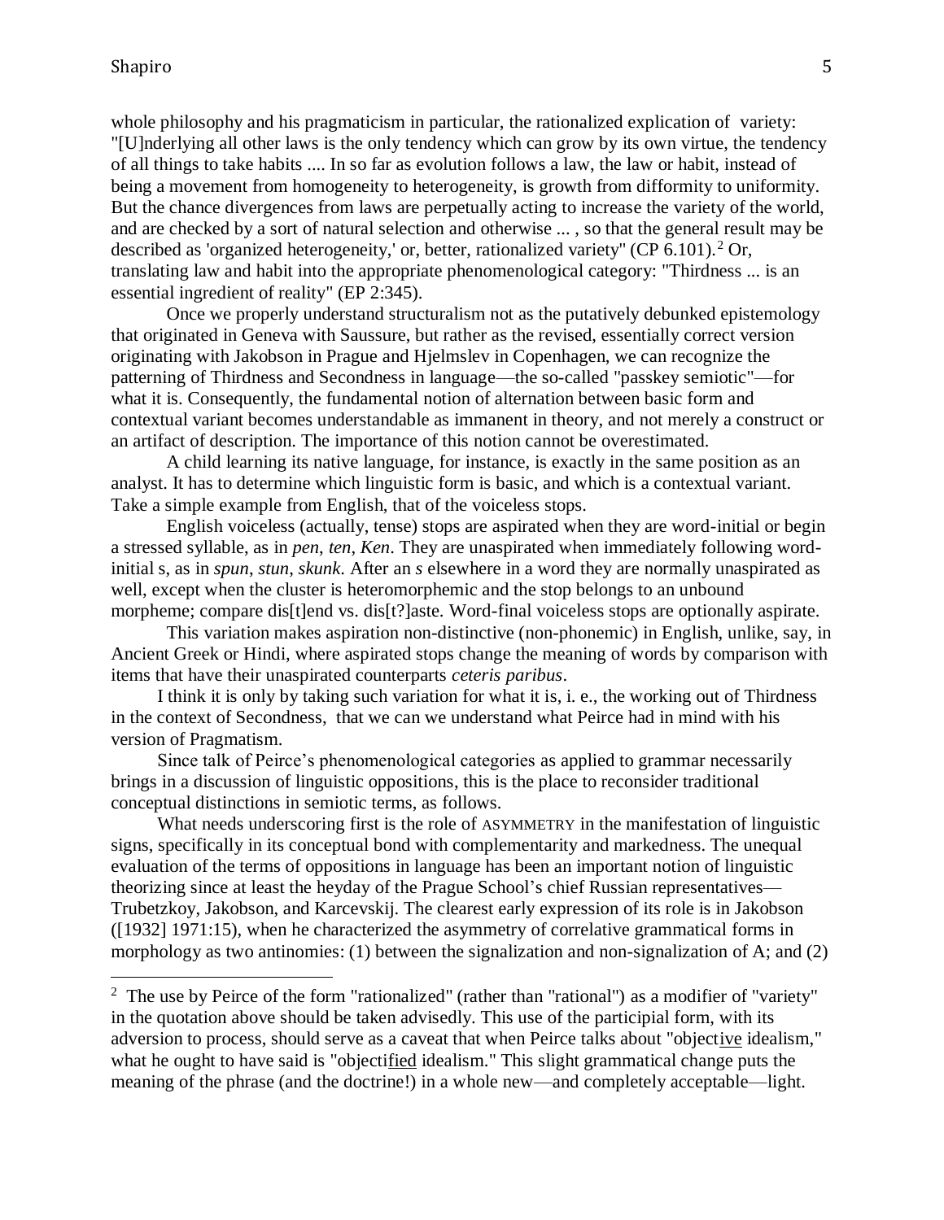whole philosophy and his pragmaticism in particular, the rationalized explication of variety: "[U]nderlying all other laws is the only tendency which can grow by its own virtue, the tendency of all things to take habits .... In so far as evolution follows a law, the law or habit, instead of being a movement from homogeneity to heterogeneity, is growth from difformity to uniformity. But the chance divergences from laws are perpetually acting to increase the variety of the world, and are checked by a sort of natural selection and otherwise ... , so that the general result may be described as 'organized heterogeneity,' or, better, rationalized variety" (CP 6.101).[2] Or, translating law and habit into the appropriate phenomenological category: "Thirdness ... is an essential ingredient of reality" (EP 2:345).

Once we properly understand structuralism not as the putatively debunked epistemology that originated in Geneva with Saussure, but rather as the revised, essentially correct version originating with Jakobson in Prague and Hjelmslev in Copenhagen, we can recognize the patterning of Thirdness and Secondness in language—the so-called "passkey semiotic"—for what it is. Consequently, the fundamental notion of alternation between basic form and contextual variant becomes understandable as immanent in theory, and not merely a construct or an artifact of description. The importance of this notion cannot be overestimated.

A child learning its native language, for instance, is exactly in the same position as an analyst. It has to determine which linguistic form is basic, and which is a contextual variant. Take a simple example from English, that of the voiceless stops.

English voiceless (actually, tense) stops are aspirated when they are word-initial or begin a stressed syllable, as in *pen*, *ten*, *Ken*. They are unaspirated when immediately following word-initial s, as in *spun*, *stun*, *skunk*. After an *s* elsewhere in a word they are normally unaspirated as well, except when the cluster is heteromorphemic and the stop belongs to an unbound morpheme; compare dis[t]end vs. dis[t?]aste. Word-final voiceless stops are optionally aspirate.

This variation makes aspiration non-distinctive (non-phonemic) in English, unlike, say, in Ancient Greek or Hindi, where aspirated stops change the meaning of words by comparison with items that have their unaspirated counterparts *ceteris paribus*.

I think it is only by taking such variation for what it is, i. e., the working out of Thirdness in the context of Secondness, that we can we understand what Peirce had in mind with his version of Pragmatism.

Since talk of Peirce's phenomenological categories as applied to grammar necessarily brings in a discussion of linguistic oppositions, this is the place to reconsider traditional conceptual distinctions in semiotic terms, as follows.

What needs underscoring first is the role of ASYMMETRY in the manifestation of linguistic signs, specifically in its conceptual bond with complementarity and markedness. The unequal evaluation of the terms of oppositions in language has been an important notion of linguistic theorizing since at least the heyday of the Prague School's chief Russian representatives—Trubetzkoy, Jakobson, and Karcevskij. The clearest early expression of its role is in Jakobson ([1932] 1971:15), when he characterized the asymmetry of correlative grammatical forms in morphology as two antinomies: (1) between the signalization and non-signalization of A; and (2)

---

[2] The use by Peirce of the form "rationalized" (rather than "rational") as a modifier of "variety" in the quotation above should be taken advisedly. This use of the participial form, with its adversion to process, should serve as a caveat that when Peirce talks about "objective idealism," what he ought to have said is "objectified idealism." This slight grammatical change puts the meaning of the phrase (and the doctrine!) in a whole new—and completely acceptable—light.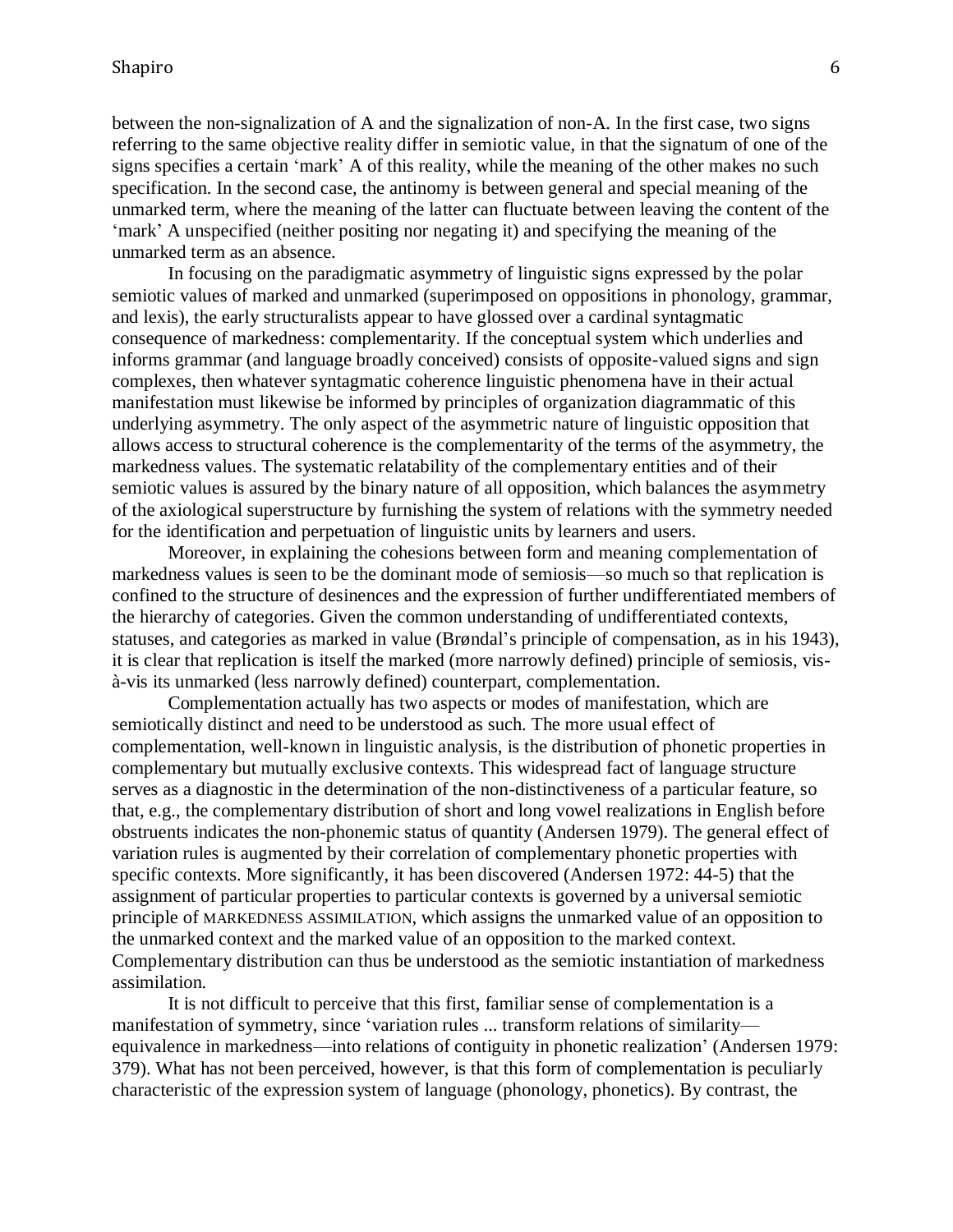between the non-signalization of A and the signalization of non-A. In the first case, two signs referring to the same objective reality differ in semiotic value, in that the signatum of one of the signs specifies a certain 'mark' A of this reality, while the meaning of the other makes no such specification. In the second case, the antinomy is between general and special meaning of the unmarked term, where the meaning of the latter can fluctuate between leaving the content of the 'mark' A unspecified (neither positing nor negating it) and specifying the meaning of the unmarked term as an absence.

In focusing on the paradigmatic asymmetry of linguistic signs expressed by the polar semiotic values of marked and unmarked (superimposed on oppositions in phonology, grammar, and lexis), the early structuralists appear to have glossed over a cardinal syntagmatic consequence of markedness: complementarity. If the conceptual system which underlies and informs grammar (and language broadly conceived) consists of opposite-valued signs and sign complexes, then whatever syntagmatic coherence linguistic phenomena have in their actual manifestation must likewise be informed by principles of organization diagrammatic of this underlying asymmetry. The only aspect of the asymmetric nature of linguistic opposition that allows access to structural coherence is the complementarity of the terms of the asymmetry, the markedness values. The systematic relatability of the complementary entities and of their semiotic values is assured by the binary nature of all opposition, which balances the asymmetry of the axiological superstructure by furnishing the system of relations with the symmetry needed for the identification and perpetuation of linguistic units by learners and users.

Moreover, in explaining the cohesions between form and meaning complementation of markedness values is seen to be the dominant mode of semiosis—so much so that replication is confined to the structure of desinences and the expression of further undifferentiated members of the hierarchy of categories. Given the common understanding of undifferentiated contexts, statuses, and categories as marked in value (Brøndal's principle of compensation, as in his 1943), it is clear that replication is itself the marked (more narrowly defined) principle of semiosis, vis-à-vis its unmarked (less narrowly defined) counterpart, complementation.

Complementation actually has two aspects or modes of manifestation, which are semiotically distinct and need to be understood as such. The more usual effect of complementation, well-known in linguistic analysis, is the distribution of phonetic properties in complementary but mutually exclusive contexts. This widespread fact of language structure serves as a diagnostic in the determination of the non-distinctiveness of a particular feature, so that, e.g., the complementary distribution of short and long vowel realizations in English before obstruents indicates the non-phonemic status of quantity (Andersen 1979). The general effect of variation rules is augmented by their correlation of complementary phonetic properties with specific contexts. More significantly, it has been discovered (Andersen 1972: 44-5) that the assignment of particular properties to particular contexts is governed by a universal semiotic principle of MARKEDNESS ASSIMILATION, which assigns the unmarked value of an opposition to the unmarked context and the marked value of an opposition to the marked context. Complementary distribution can thus be understood as the semiotic instantiation of markedness assimilation.

It is not difficult to perceive that this first, familiar sense of complementation is a manifestation of symmetry, since 'variation rules ... transform relations of similarity—equivalence in markedness—into relations of contiguity in phonetic realization' (Andersen 1979: 379). What has not been perceived, however, is that this form of complementation is peculiarly characteristic of the expression system of language (phonology, phonetics). By contrast, the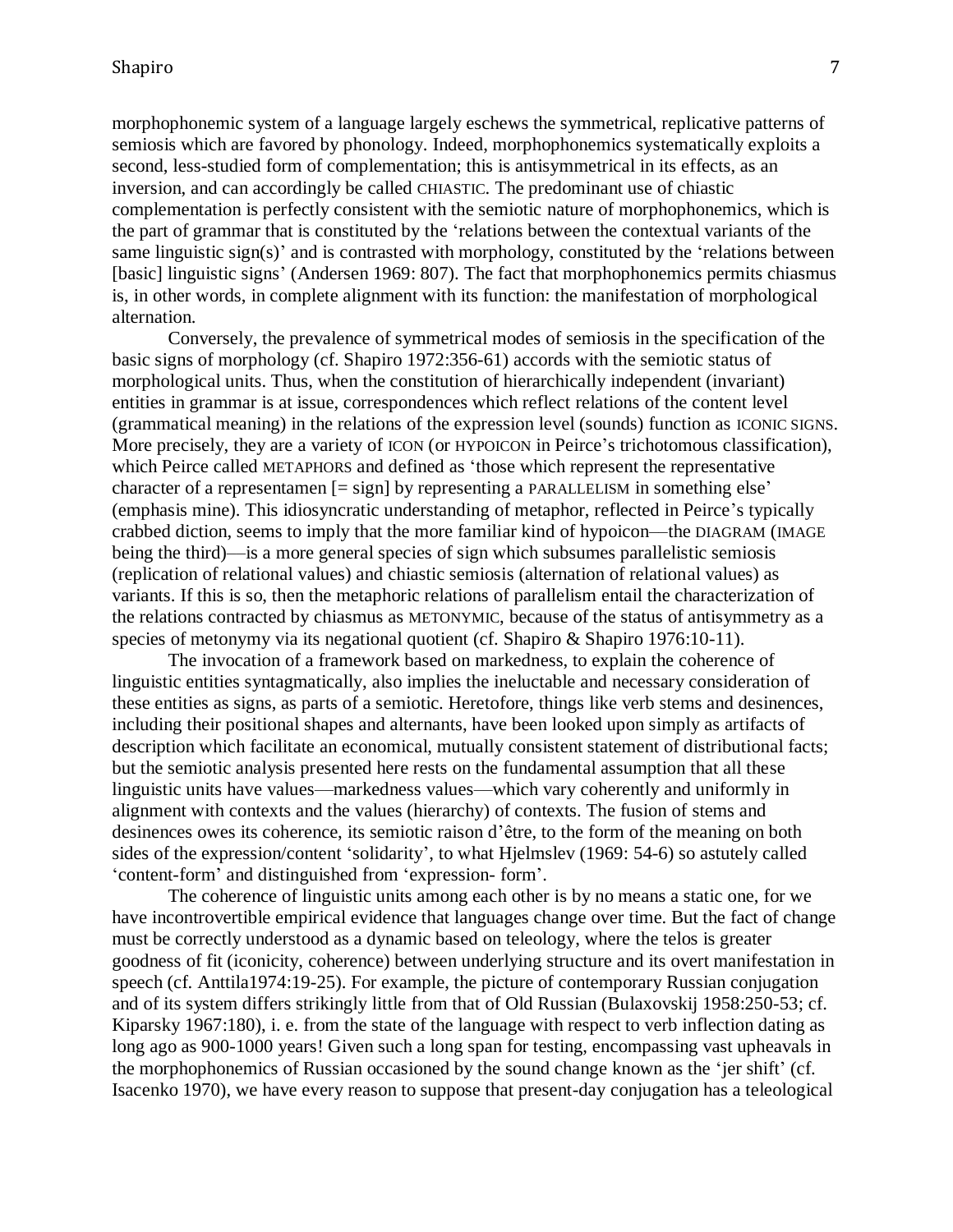morphophonemic system of a language largely eschews the symmetrical, replicative patterns of semiosis which are favored by phonology. Indeed, morphophonemics systematically exploits a second, less-studied form of complementation; this is antisymmetrical in its effects, as an inversion, and can accordingly be called CHIASTIC. The predominant use of chiastic complementation is perfectly consistent with the semiotic nature of morphophonemics, which is the part of grammar that is constituted by the 'relations between the contextual variants of the same linguistic sign(s)' and is contrasted with morphology, constituted by the 'relations between [basic] linguistic signs' (Andersen 1969: 807). The fact that morphophonemics permits chiasmus is, in other words, in complete alignment with its function: the manifestation of morphological alternation.

Conversely, the prevalence of symmetrical modes of semiosis in the specification of the basic signs of morphology (cf. Shapiro 1972:356-61) accords with the semiotic status of morphological units. Thus, when the constitution of hierarchically independent (invariant) entities in grammar is at issue, correspondences which reflect relations of the content level (grammatical meaning) in the relations of the expression level (sounds) function as ICONIC SIGNS. More precisely, they are a variety of ICON (or HYPOICON in Peirce's trichotomous classification), which Peirce called METAPHORS and defined as 'those which represent the representative character of a representamen [= sign] by representing a PARALLELISM in something else' (emphasis mine). This idiosyncratic understanding of metaphor, reflected in Peirce's typically crabbed diction, seems to imply that the more familiar kind of hypoicon—the DIAGRAM (IMAGE being the third)—is a more general species of sign which subsumes parallelistic semiosis (replication of relational values) and chiastic semiosis (alternation of relational values) as variants. If this is so, then the metaphoric relations of parallelism entail the characterization of the relations contracted by chiasmus as METONYMIC, because of the status of antisymmetry as a species of metonymy via its negational quotient (cf. Shapiro & Shapiro 1976:10-11).

The invocation of a framework based on markedness, to explain the coherence of linguistic entities syntagmatically, also implies the ineluctable and necessary consideration of these entities as signs, as parts of a semiotic. Heretofore, things like verb stems and desinences, including their positional shapes and alternants, have been looked upon simply as artifacts of description which facilitate an economical, mutually consistent statement of distributional facts; but the semiotic analysis presented here rests on the fundamental assumption that all these linguistic units have values—markedness values—which vary coherently and uniformly in alignment with contexts and the values (hierarchy) of contexts. The fusion of stems and desinences owes its coherence, its semiotic raison d'être, to the form of the meaning on both sides of the expression/content 'solidarity', to what Hjelmslev (1969: 54-6) so astutely called 'content-form' and distinguished from 'expression- form'.

The coherence of linguistic units among each other is by no means a static one, for we have incontrovertible empirical evidence that languages change over time. But the fact of change must be correctly understood as a dynamic based on teleology, where the telos is greater goodness of fit (iconicity, coherence) between underlying structure and its overt manifestation in speech (cf. Anttila1974:19-25). For example, the picture of contemporary Russian conjugation and of its system differs strikingly little from that of Old Russian (Bulaxovskij 1958:250-53; cf. Kiparsky 1967:180), i. e. from the state of the language with respect to verb inflection dating as long ago as 900-1000 years! Given such a long span for testing, encompassing vast upheavals in the morphophonemics of Russian occasioned by the sound change known as the 'jer shift' (cf. Isacenko 1970), we have every reason to suppose that present-day conjugation has a teleological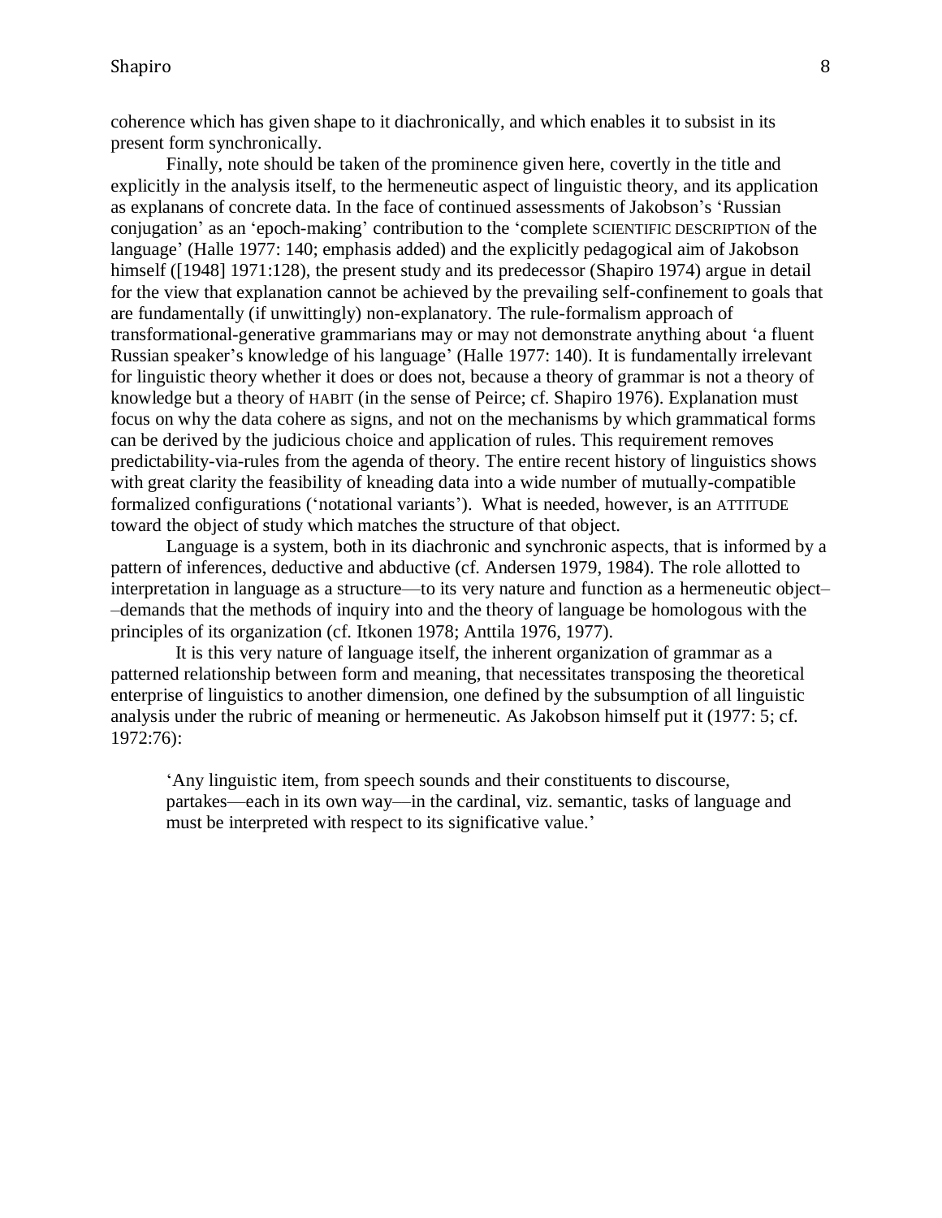coherence which has given shape to it diachronically, and which enables it to subsist in its present form synchronically.

Finally, note should be taken of the prominence given here, covertly in the title and explicitly in the analysis itself, to the hermeneutic aspect of linguistic theory, and its application as explanans of concrete data. In the face of continued assessments of Jakobson's 'Russian conjugation' as an 'epoch-making' contribution to the 'complete SCIENTIFIC DESCRIPTION of the language' (Halle 1977: 140; emphasis added) and the explicitly pedagogical aim of Jakobson himself ([1948] 1971:128), the present study and its predecessor (Shapiro 1974) argue in detail for the view that explanation cannot be achieved by the prevailing self-confinement to goals that are fundamentally (if unwittingly) non-explanatory. The rule-formalism approach of transformational-generative grammarians may or may not demonstrate anything about 'a fluent Russian speaker's knowledge of his language' (Halle 1977: 140). It is fundamentally irrelevant for linguistic theory whether it does or does not, because a theory of grammar is not a theory of knowledge but a theory of HABIT (in the sense of Peirce; cf. Shapiro 1976). Explanation must focus on why the data cohere as signs, and not on the mechanisms by which grammatical forms can be derived by the judicious choice and application of rules. This requirement removes predictability-via-rules from the agenda of theory. The entire recent history of linguistics shows with great clarity the feasibility of kneading data into a wide number of mutually-compatible formalized configurations ('notational variants'). What is needed, however, is an ATTITUDE toward the object of study which matches the structure of that object.

Language is a system, both in its diachronic and synchronic aspects, that is informed by a pattern of inferences, deductive and abductive (cf. Andersen 1979, 1984). The role allotted to interpretation in language as a structure—to its very nature and function as a hermeneutic object––demands that the methods of inquiry into and the theory of language be homologous with the principles of its organization (cf. Itkonen 1978; Anttila 1976, 1977).

It is this very nature of language itself, the inherent organization of grammar as a patterned relationship between form and meaning, that necessitates transposing the theoretical enterprise of linguistics to another dimension, one defined by the subsumption of all linguistic analysis under the rubric of meaning or hermeneutic. As Jakobson himself put it (1977: 5; cf. 1972:76):

> 'Any linguistic item, from speech sounds and their constituents to discourse, partakes—each in its own way—in the cardinal, viz. semantic, tasks of language and must be interpreted with respect to its significative value.'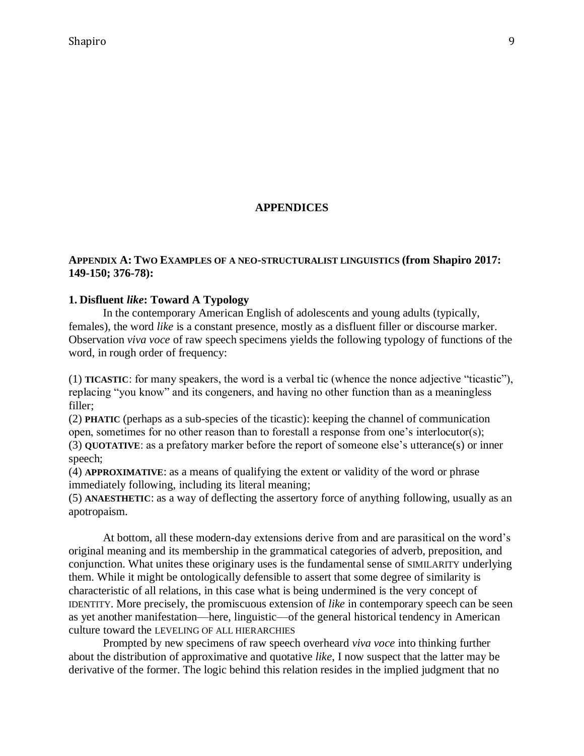## APPENDICES

### APPENDIX A: TWO EXAMPLES OF A NEO-STRUCTURALIST LINGUISTICS (from Shapiro 2017: 149-150; 376-78):

#### 1. Disfluent *like*: Toward A Typology

In the contemporary American English of adolescents and young adults (typically, females), the word *like* is a constant presence, mostly as a disfluent filler or discourse marker. Observation *viva voce* of raw speech specimens yields the following typology of functions of the word, in rough order of frequency:

(1) **TICASTIC**: for many speakers, the word is a verbal tic (whence the nonce adjective "ticastic"), replacing "you know" and its congeners, and having no other function than as a meaningless filler;
(2) **PHATIC** (perhaps as a sub-species of the ticastic): keeping the channel of communication open, sometimes for no other reason than to forestall a response from one's interlocutor(s);
(3) **QUOTATIVE**: as a prefatory marker before the report of someone else's utterance(s) or inner speech;
(4) **APPROXIMATIVE**: as a means of qualifying the extent or validity of the word or phrase immediately following, including its literal meaning;
(5) **ANAESTHETIC**: as a way of deflecting the assertory force of anything following, usually as an apotropaism.

At bottom, all these modern-day extensions derive from and are parasitical on the word's original meaning and its membership in the grammatical categories of adverb, preposition, and conjunction. What unites these originary uses is the fundamental sense of SIMILARITY underlying them. While it might be ontologically defensible to assert that some degree of similarity is characteristic of all relations, in this case what is being undermined is the very concept of IDENTITY. More precisely, the promiscuous extension of *like* in contemporary speech can be seen as yet another manifestation—here, linguistic—of the general historical tendency in American culture toward the LEVELING OF ALL HIERARCHIES

Prompted by new specimens of raw speech overheard *viva voce* into thinking further about the distribution of approximative and quotative *like*, I now suspect that the latter may be derivative of the former. The logic behind this relation resides in the implied judgment that no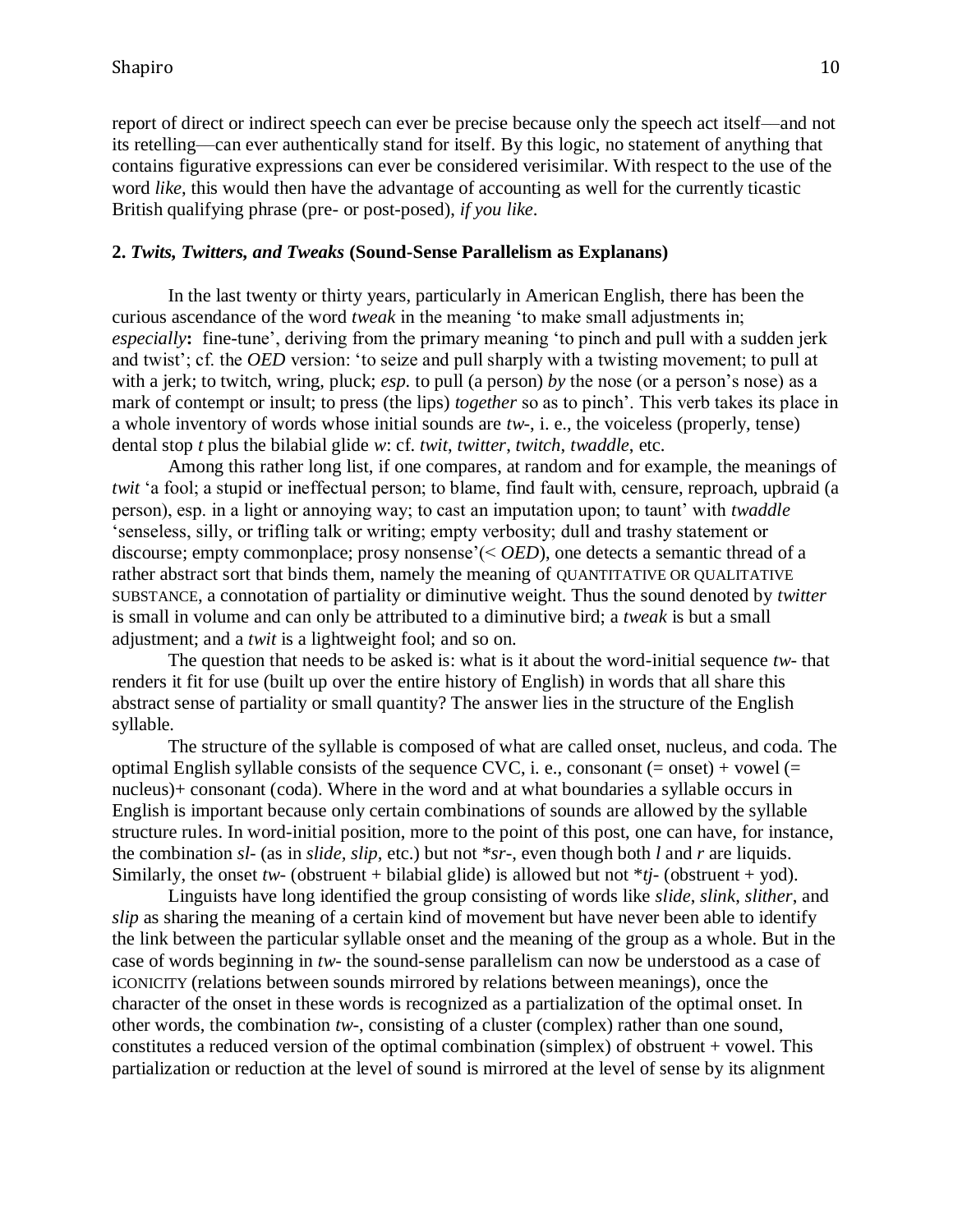report of direct or indirect speech can ever be precise because only the speech act itself—and not its retelling—can ever authentically stand for itself. By this logic, no statement of anything that contains figurative expressions can ever be considered verisimilar. With respect to the use of the word *like*, this would then have the advantage of accounting as well for the currently ticastic British qualifying phrase (pre- or post-posed), *if you like*.

## 2. *Twits, Twitters, and Tweaks* (Sound-Sense Parallelism as Explanans)

In the last twenty or thirty years, particularly in American English, there has been the curious ascendance of the word *tweak* in the meaning 'to make small adjustments in; *especially*: fine-tune', deriving from the primary meaning 'to pinch and pull with a sudden jerk and twist'; cf. the *OED* version: 'to seize and pull sharply with a twisting movement; to pull at with a jerk; to twitch, wring, pluck; *esp.* to pull (a person) *by* the nose (or a person's nose) as a mark of contempt or insult; to press (the lips) *together* so as to pinch'. This verb takes its place in a whole inventory of words whose initial sounds are *tw-*, i. e., the voiceless (properly, tense) dental stop *t* plus the bilabial glide *w*: cf. *twit*, *twitter*, *twitch*, *twaddle*, etc.

Among this rather long list, if one compares, at random and for example, the meanings of *twit* 'a fool; a stupid or ineffectual person; to blame, find fault with, censure, reproach, upbraid (a person), esp. in a light or annoying way; to cast an imputation upon; to taunt' with *twaddle* 'senseless, silly, or trifling talk or writing; empty verbosity; dull and trashy statement or discourse; empty commonplace; prosy nonsense'(< *OED*), one detects a semantic thread of a rather abstract sort that binds them, namely the meaning of QUANTITATIVE OR QUALITATIVE SUBSTANCE, a connotation of partiality or diminutive weight. Thus the sound denoted by *twitter* is small in volume and can only be attributed to a diminutive bird; a *tweak* is but a small adjustment; and a *twit* is a lightweight fool; and so on.

The question that needs to be asked is: what is it about the word-initial sequence *tw-* that renders it fit for use (built up over the entire history of English) in words that all share this abstract sense of partiality or small quantity? The answer lies in the structure of the English syllable.

The structure of the syllable is composed of what are called onset, nucleus, and coda. The optimal English syllable consists of the sequence CVC, i. e., consonant (= onset) + vowel (= nucleus)+ consonant (coda). Where in the word and at what boundaries a syllable occurs in English is important because only certain combinations of sounds are allowed by the syllable structure rules. In word-initial position, more to the point of this post, one can have, for instance, the combination *sl-* (as in *slide*, *slip*, etc.) but not \**sr-*, even though both *l* and *r* are liquids. Similarly, the onset *tw-* (obstruent + bilabial glide) is allowed but not \**tj-* (obstruent + yod).

Linguists have long identified the group consisting of words like *slide*, *slink*, *slither*, and *slip* as sharing the meaning of a certain kind of movement but have never been able to identify the link between the particular syllable onset and the meaning of the group as a whole. But in the case of words beginning in *tw-* the sound-sense parallelism can now be understood as a case of ICONICITY (relations between sounds mirrored by relations between meanings), once the character of the onset in these words is recognized as a partialization of the optimal onset. In other words, the combination *tw-*, consisting of a cluster (complex) rather than one sound, constitutes a reduced version of the optimal combination (simplex) of obstruent + vowel. This partialization or reduction at the level of sound is mirrored at the level of sense by its alignment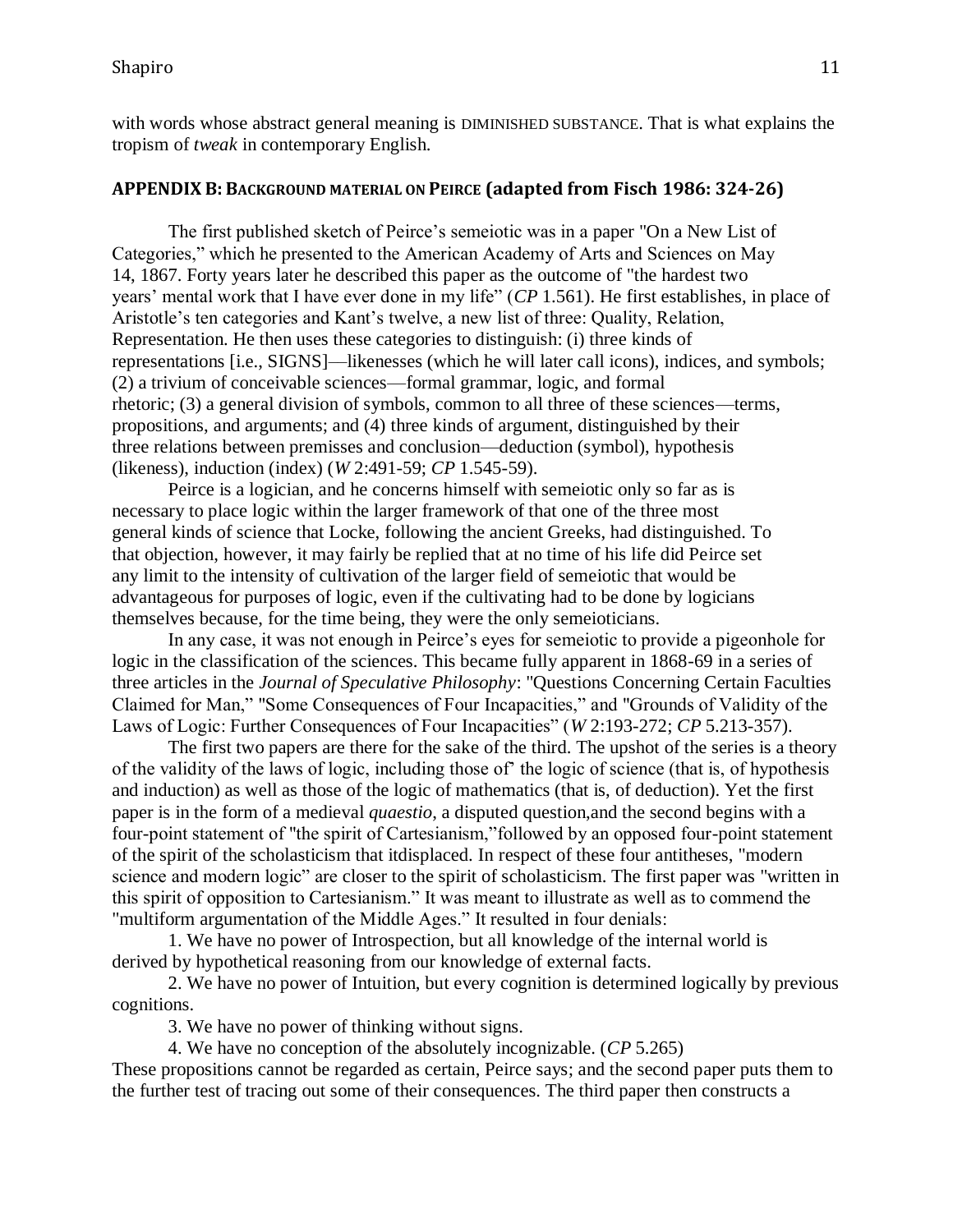with words whose abstract general meaning is DIMINISHED SUBSTANCE. That is what explains the tropism of *tweak* in contemporary English.

## APPENDIX B: BACKGROUND MATERIAL ON PEIRCE (adapted from Fisch 1986: 324-26)

The first published sketch of Peirce's semeiotic was in a paper "On a New List of Categories," which he presented to the American Academy of Arts and Sciences on May 14, 1867. Forty years later he described this paper as the outcome of "the hardest two years' mental work that I have ever done in my life" (*CP* 1.561). He first establishes, in place of Aristotle's ten categories and Kant's twelve, a new list of three: Quality, Relation, Representation. He then uses these categories to distinguish: (i) three kinds of representations [i.e., SIGNS]—likenesses (which he will later call icons), indices, and symbols; (2) a trivium of conceivable sciences—formal grammar, logic, and formal rhetoric; (3) a general division of symbols, common to all three of these sciences—terms, propositions, and arguments; and (4) three kinds of argument, distinguished by their three relations between premisses and conclusion—deduction (symbol), hypothesis (likeness), induction (index) (*W* 2:491-59; *CP* 1.545-59).

Peirce is a logician, and he concerns himself with semeiotic only so far as is necessary to place logic within the larger framework of that one of the three most general kinds of science that Locke, following the ancient Greeks, had distinguished. To that objection, however, it may fairly be replied that at no time of his life did Peirce set any limit to the intensity of cultivation of the larger field of semeiotic that would be advantageous for purposes of logic, even if the cultivating had to be done by logicians themselves because, for the time being, they were the only semeioticians.

In any case, it was not enough in Peirce's eyes for semeiotic to provide a pigeonhole for logic in the classification of the sciences. This became fully apparent in 1868-69 in a series of three articles in the *Journal of Speculative Philosophy*: "Questions Concerning Certain Faculties Claimed for Man," "Some Consequences of Four Incapacities," and "Grounds of Validity of the Laws of Logic: Further Consequences of Four Incapacities" (*W* 2:193-272; *CP* 5.213-357).

The first two papers are there for the sake of the third. The upshot of the series is a theory of the validity of the laws of logic, including those of' the logic of science (that is, of hypothesis and induction) as well as those of the logic of mathematics (that is, of deduction). Yet the first paper is in the form of a medieval *quaestio*, a disputed question,and the second begins with a four-point statement of "the spirit of Cartesianism,"followed by an opposed four-point statement of the spirit of the scholasticism that itdisplaced. In respect of these four antitheses, "modern science and modern logic" are closer to the spirit of scholasticism. The first paper was "written in this spirit of opposition to Cartesianism." It was meant to illustrate as well as to commend the "multiform argumentation of the Middle Ages." It resulted in four denials:

1. We have no power of Introspection, but all knowledge of the internal world is derived by hypothetical reasoning from our knowledge of external facts.

2. We have no power of Intuition, but every cognition is determined logically by previous cognitions.

3. We have no power of thinking without signs.

4. We have no conception of the absolutely incognizable. (*CP* 5.265)

These propositions cannot be regarded as certain, Peirce says; and the second paper puts them to the further test of tracing out some of their consequences. The third paper then constructs a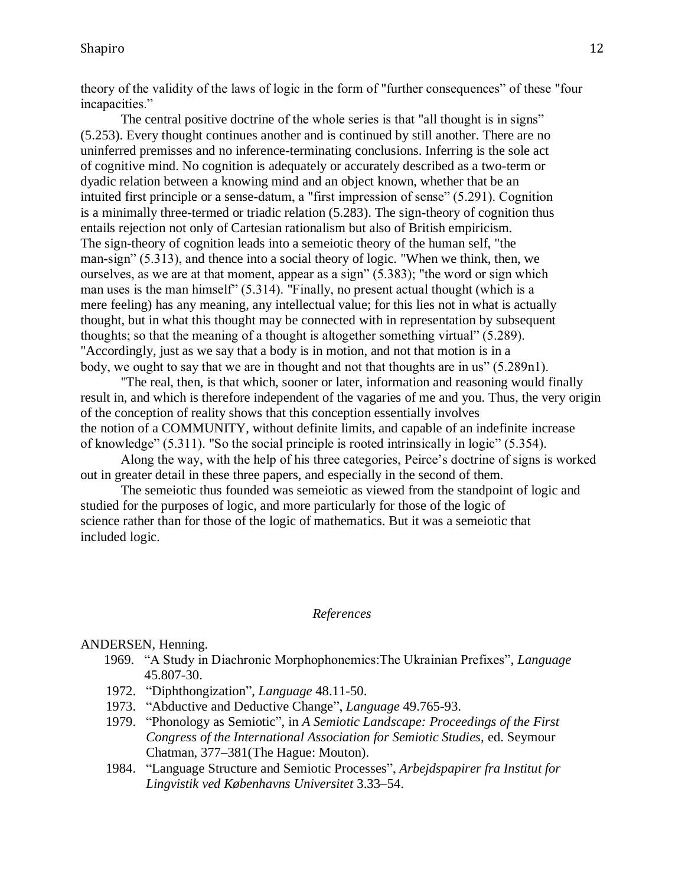theory of the validity of the laws of logic in the form of "further consequences" of these "four incapacities."

The central positive doctrine of the whole series is that "all thought is in signs" (5.253). Every thought continues another and is continued by still another. There are no uninferred premisses and no inference-terminating conclusions. Inferring is the sole act of cognitive mind. No cognition is adequately or accurately described as a two-term or dyadic relation between a knowing mind and an object known, whether that be an intuited first principle or a sense-datum, a "first impression of sense" (5.291). Cognition is a minimally three-termed or triadic relation (5.283). The sign-theory of cognition thus entails rejection not only of Cartesian rationalism but also of British empiricism. The sign-theory of cognition leads into a semeiotic theory of the human self, "the man-sign" (5.313), and thence into a social theory of logic. "When we think, then, we ourselves, as we are at that moment, appear as a sign" (5.383); "the word or sign which man uses is the man himself" (5.314). "Finally, no present actual thought (which is a mere feeling) has any meaning, any intellectual value; for this lies not in what is actually thought, but in what this thought may be connected with in representation by subsequent thoughts; so that the meaning of a thought is altogether something virtual" (5.289). "Accordingly, just as we say that a body is in motion, and not that motion is in a body, we ought to say that we are in thought and not that thoughts are in us" (5.289n1).

"The real, then, is that which, sooner or later, information and reasoning would finally result in, and which is therefore independent of the vagaries of me and you. Thus, the very origin of the conception of reality shows that this conception essentially involves the notion of a COMMUNITY, without definite limits, and capable of an indefinite increase of knowledge" (5.311). "So the social principle is rooted intrinsically in logic" (5.354).

Along the way, with the help of his three categories, Peirce's doctrine of signs is worked out in greater detail in these three papers, and especially in the second of them.

The semeiotic thus founded was semeiotic as viewed from the standpoint of logic and studied for the purposes of logic, and more particularly for those of the logic of science rather than for those of the logic of mathematics. But it was a semeiotic that included logic.

## *References*

ANDERSEN, Henning.

- 1969. "A Study in Diachronic Morphophonemics:The Ukrainian Prefixes", *Language* 45.807-30.
- 1972. "Diphthongization", *Language* 48.11-50.
- 1973. "Abductive and Deductive Change", *Language* 49.765-93.
- 1979. "Phonology as Semiotic", in *A Semiotic Landscape: Proceedings of the First Congress of the International Association for Semiotic Studies*, ed. Seymour Chatman, 377–381(The Hague: Mouton).
- 1984. "Language Structure and Semiotic Processes", *Arbejdspapirer fra Institut for Lingvistik ved Københavns Universitet* 3.33–54.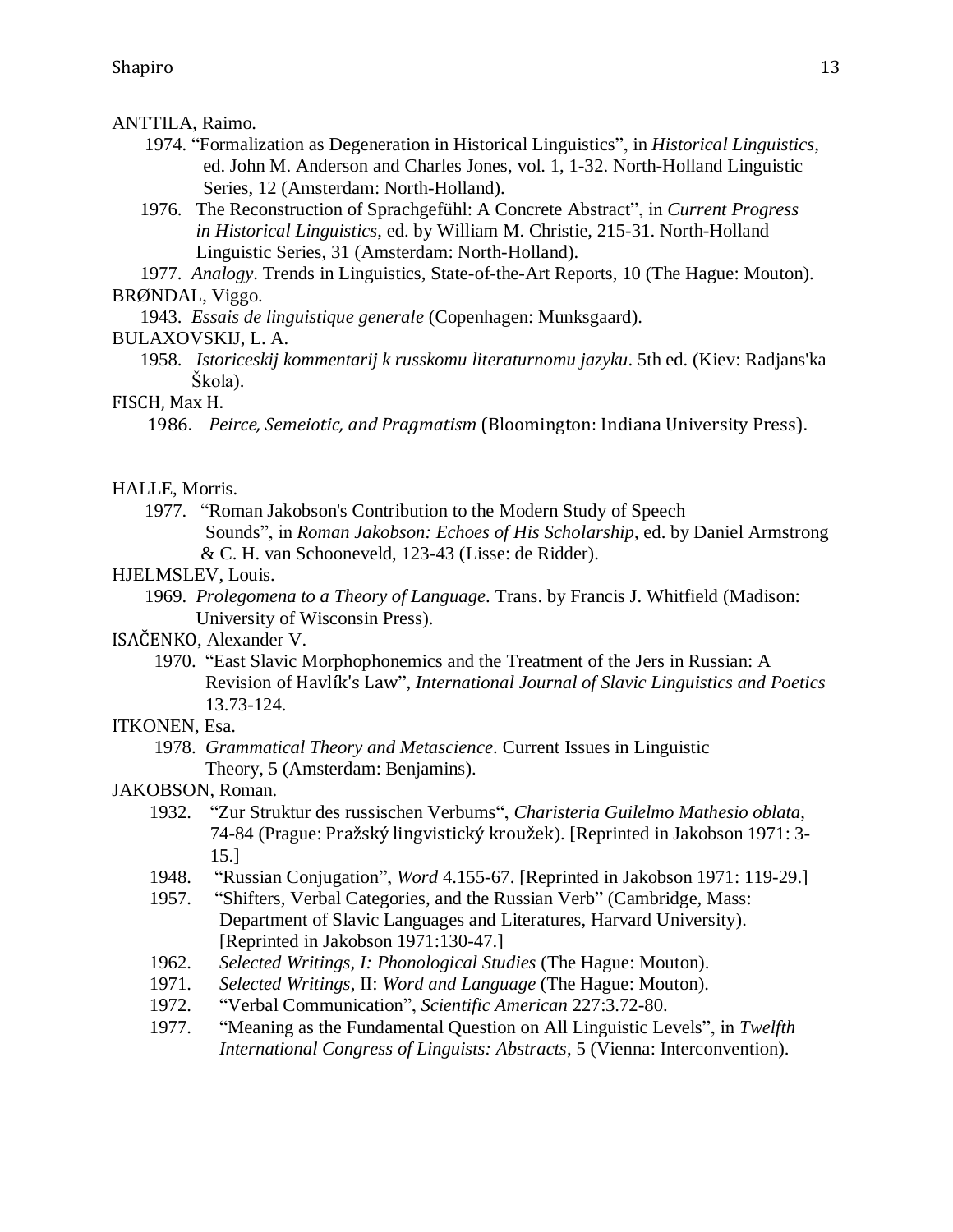ANTTILA, Raimo.

1974. "Formalization as Degeneration in Historical Linguistics", in *Historical Linguistics*, ed. John M. Anderson and Charles Jones, vol. 1, 1-32. North-Holland Linguistic Series, 12 (Amsterdam: North-Holland).

1976. The Reconstruction of Sprachgefühl: A Concrete Abstract", in *Current Progress in Historical Linguistics*, ed. by William M. Christie, 215-31. North-Holland Linguistic Series, 31 (Amsterdam: North-Holland).

1977. *Analogy*. Trends in Linguistics, State-of-the-Art Reports, 10 (The Hague: Mouton).

BRØNDAL, Viggo.

1943. *Essais de linguistique generale* (Copenhagen: Munksgaard).

BULAXOVSKIJ, L. A.

1958. *Istoriceskij kommentarij k russkomu literaturnomu jazyku*. 5th ed. (Kiev: Radjans'ka Škola).

FISCH, Max H.

1986. *Peirce, Semeiotic, and Pragmatism* (Bloomington: Indiana University Press).

HALLE, Morris.

1977. "Roman Jakobson's Contribution to the Modern Study of Speech Sounds", in *Roman Jakobson: Echoes of His Scholarship*, ed. by Daniel Armstrong & C. H. van Schooneveld, 123-43 (Lisse: de Ridder).

HJELMSLEV, Louis.

1969. *Prolegomena to a Theory of Language*. Trans. by Francis J. Whitfield (Madison: University of Wisconsin Press).

ISAČENKO, Alexander V.

1970. "East Slavic Morphophonemics and the Treatment of the Jers in Russian: A Revision of Havlík's Law", *International Journal of Slavic Linguistics and Poetics* 13.73-124.

ITKONEN, Esa.

1978. *Grammatical Theory and Metascience*. Current Issues in Linguistic Theory, 5 (Amsterdam: Benjamins).

JAKOBSON, Roman.

1932. "Zur Struktur des russischen Verbums", *Charisteria Guilelmo Mathesio oblata*, 74-84 (Prague: Pražský lingvistický kroužek). [Reprinted in Jakobson 1971: 3-15.]

1948. "Russian Conjugation", *Word* 4.155-67. [Reprinted in Jakobson 1971: 119-29.]

1957. "Shifters, Verbal Categories, and the Russian Verb" (Cambridge, Mass: Department of Slavic Languages and Literatures, Harvard University). [Reprinted in Jakobson 1971:130-47.]

1962. *Selected Writings, I: Phonological Studies* (The Hague: Mouton).

1971. *Selected Writings*, II: *Word and Language* (The Hague: Mouton).

1972. "Verbal Communication", *Scientific American* 227:3.72-80.

1977. "Meaning as the Fundamental Question on All Linguistic Levels", in *Twelfth International Congress of Linguists: Abstracts*, 5 (Vienna: Interconvention).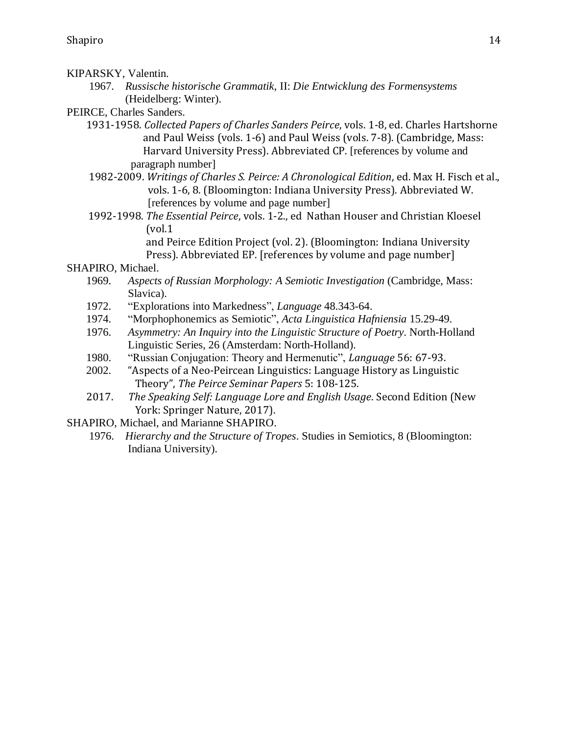KIPARSKY, Valentin.

1967. *Russische historische Grammatik*, II: *Die Entwicklung des Formensystems* (Heidelberg: Winter).

PEIRCE, Charles Sanders.

1931-1958. *Collected Papers of Charles Sanders Peirce*, vols. 1-8, ed. Charles Hartshorne and Paul Weiss (vols. 1-6) and Paul Weiss (vols. 7-8). (Cambridge, Mass: Harvard University Press). Abbreviated CP. [references by volume and paragraph number]

1982-2009. *Writings of Charles S. Peirce: A Chronological Edition*, ed. Max H. Fisch et al., vols. 1-6, 8. (Bloomington: Indiana University Press). Abbreviated W. [references by volume and page number]

1992-1998. *The Essential Peirce*, vols. 1-2., ed Nathan Houser and Christian Kloesel (vol.1 and Peirce Edition Project (vol. 2). (Bloomington: Indiana University Press). Abbreviated EP. [references by volume and page number]

SHAPIRO, Michael.

1969. *Aspects of Russian Morphology: A Semiotic Investigation* (Cambridge, Mass: Slavica).

1972. "Explorations into Markedness", *Language* 48.343-64.

1974. "Morphophonemics as Semiotic", *Acta Linguistica Hafniensia* 15.29-49.

1976. *Asymmetry: An Inquiry into the Linguistic Structure of Poetry*. North-Holland Linguistic Series, 26 (Amsterdam: North-Holland).

1980. "Russian Conjugation: Theory and Hermenutic", *Language* 56: 67-93.

2002. "Aspects of a Neo-Peircean Linguistics: Language History as Linguistic Theory", *The Peirce Seminar Papers* 5: 108-125.

2017. *The Speaking Self: Language Lore and English Usage*. Second Edition (New York: Springer Nature, 2017).

SHAPIRO, Michael, and Marianne SHAPIRO.

1976. *Hierarchy and the Structure of Tropes*. Studies in Semiotics, 8 (Bloomington: Indiana University).